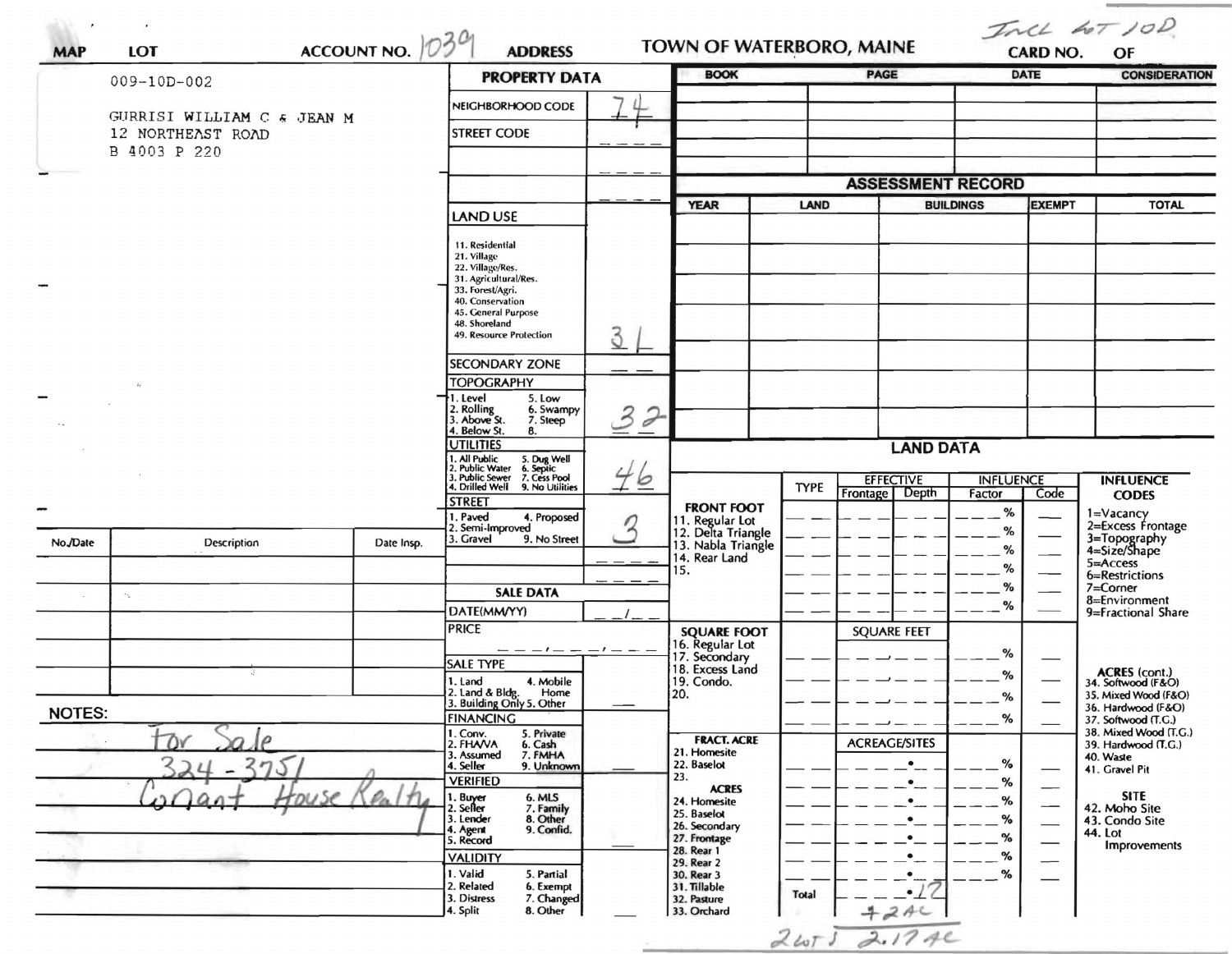**MAP** | **LOT** | **ACCOUNT NO.** 1039 | **ADDRESS** | **TOWN OF WATERBORO, MAINE** | **CARD NO.** Incl lot 10D **OF**

009-10D-002

GURRISI WILLIAM C & JEAN M
12 NORTHEAST ROAD
B 4003 P 220

## PROPERTY DATA

| | |
|---|---|
| NEIGHBORHOOD CODE | 74 |
| STREET CODE | |
| LAND USE | 31 |
| SECONDARY ZONE | |
| TOPOGRAPHY | 32 |
| UTILITIES | 46 |
| STREET | 3 |

LAND USE: 11. Residential, 21. Village, 22. Village/Res., 31. Agricultural/Res., 33. Forest/Agri., 40. Conservation, 45. General Purpose, 48. Shoreland, 49. Resource Protection

TOPOGRAPHY: 1. Level, 2. Rolling, 3. Above St., 4. Below St., 5. Low, 6. Swampy, 7. Steep, 8.

UTILITIES: 1. All Public, 2. Public Water, 3. Public Sewer, 4. Drilled Well, 5. Dug Well, 6. Septic, 7. Cess Pool, 9. No Utilities

STREET: 1. Paved, 2. Semi-Improved, 3. Gravel, 4. Proposed, 9. No Street

| BOOK | PAGE | DATE | CONSIDERATION |
|---|---|---|---|
| | | | |

## ASSESSMENT RECORD

| YEAR | LAND | BUILDINGS | EXEMPT | TOTAL |
|---|---|---|---|---|
| | | | | |

| No./Date | Description | Date Insp. |
|---|---|---|
| | | |

## SALE DATA

DATE(MM/YY): __/__

PRICE: __,__,__

SALE TYPE: 1. Land, 2. Land & Bldg., 3. Building Only, 4. Mobile Home, 5. Other

FINANCING: 1. Conv., 2. FHA/VA, 3. Assumed, 4. Seller, 5. Private, 6. Cash, 7. FMHA, 9. Unknown

VERIFIED: 1. Buyer, 2. Seller, 3. Lender, 4. Agent, 5. Record, 6. MLS, 7. Family, 8. Other, 9. Confid.

VALIDITY: 1. Valid, 2. Related, 3. Distress, 4. Split, 5. Partial, 6. Exempt, 7. Changed, 8. Other

**NOTES:**
For Sale
324-3751
Conant House Realty

## LAND DATA

| | TYPE | EFFECTIVE Frontage | EFFECTIVE Depth | INFLUENCE Factor | INFLUENCE Code |
|---|---|---|---|---|---|
| FRONT FOOT: 11. Regular Lot, 12. Delta Triangle, 13. Nabla Triangle, 14. Rear Land, 15. | | | | % | |
| SQUARE FOOT: 16. Regular Lot, 17. Secondary, 18. Excess Land, 19. Condo., 20. | | SQUARE FEET | | % | |
| FRACT. ACRE: 21. Homesite, 22. Baselot, 23. ACRES: 24. Homesite, 25. Baselot, 26. Secondary, 27. Frontage, 28. Rear 1, 29. Rear 2, 30. Rear 3, 31. Tillable, 32. Pasture, 33. Orchard | | ACREAGE/SITES | | % | |
| | Total | .17 | | | |

1.72 AC

2 lots 2.17 AC

INFLUENCE CODES: 1=Vacancy, 2=Excess Frontage, 3=Topography, 4=Size/Shape, 5=Access, 6=Restrictions, 7=Corner, 8=Environment, 9=Fractional Share

ACRES (cont.): 34. Softwood (F&O), 35. Mixed Wood (F&O), 36. Hardwood (F&O), 37. Softwood (T.G.), 38. Mixed Wood (T.G.), 39. Hardwood (T.G.), 40. Waste, 41. Gravel Pit

SITE: 42. Moho Site, 43. Condo Site, 44. Lot Improvements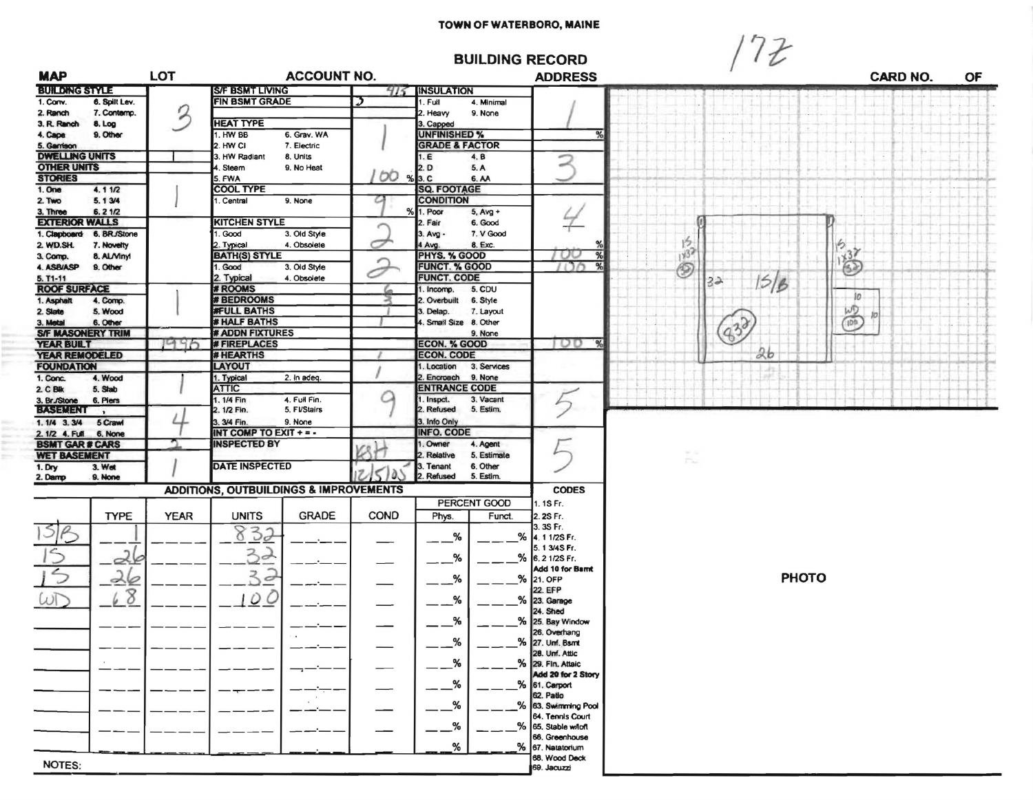# TOWN OF WATERBORO, MAINE

## BUILDING RECORD

17Z

| MAP | LOT | ACCOUNT NO. | ADDRESS | CARD NO. | OF |
|---|---|---|---|---|---|
| | | | | | |

| Field | Value | Field | Value | Field | Value |
|---|---|---|---|---|---|
| **BUILDING STYLE** 1. Conv. 2. Ranch 3. R. Ranch 4. Cape 5. Garrison 6. Split Lev. 7. Contemp. 8. Log 9. Other | 3 | **S/F BSMT LIVING** | 413 | **INSULATION** 1. Full 2. Heavy 3. Capped 4. Minimal 9. None | 1 |
| | | **FIN BSMT GRADE** | 3 | | |
| **DWELLING UNITS** | 1 | **HEAT TYPE** 1. HW BB 2. HW CI 3. HW Radiant 4. Steam 5. FWA 6. Grav. WA 7. Electric 8. Units 9. No Heat | 1 | **UNFINISHED %** | % |
| **OTHER UNITS** | | | 100 % | **GRADE & FACTOR** 1. E 2. D 3. C 4. B 5. A 6. AA | 3 |
| **STORIES** 1. One 2. Two 3. Three 4. 1 1/2 5. 1 3/4 6. 2 1/2 | 1 | **COOL TYPE** 1. Central 9. None | 9 % | **SQ. FOOTAGE** | |
| | | | | **CONDITION** 1. Poor 2. Fair 3. Avg - 4. Avg. 5. Avg + 6. Good 7. V Good 8. Exc. | 4 |
| **EXTERIOR WALLS** 1. Clapboard 2. WD.SH. 3. Comp. 4. ASB/ASP 5. T1-11 6. BR./Stone 7. Novelty 8. AL/Vinyl 9. Other | | **KITCHEN STYLE** 1. Good 2. Typical 3. Old Style 4. Obsolete | 2 | **PHYS. % GOOD** | 100 % |
| | | **BATH(S) STYLE** 1. Good 2. Typical 3. Old Style 4. Obsolete | 2 | **FUNCT. % GOOD** | 100 % |
| **ROOF SURFACE** 1. Asphalt 2. Slate 3. Metal 4. Comp. 5. Wood 6. Other | 1 | **# ROOMS** | 6 | **FUNCT. CODE** 1. Incomp. 2. Overbuilt 3. Delap. 4. Small Size 5. CDU 6. Style 7. Layout 8. Other 9. None | |
| | | **# BEDROOMS** | 3 | | |
| | | **#FULL BATHS** | 1 | | |
| **S/F MASONERY TRIM** | | **# HALF BATHS** | 1 | | |
| | | **# ADDN FIXTURES** | | | |
| **YEAR BUILT** | 1995 | **# FIREPLACES** | | **ECON. % GOOD** | 100 % |
| **YEAR REMODELED** | | **# HEARTHS** | / | **ECON. CODE** 1. Location 2. Encroach 3. Services 9. None | |
| **FOUNDATION** 1. Conc. 2. C Blk 3. Br./Stone 4. Wood 5. Slab 6. Piers | 1 | **LAYOUT** 1. Typical 2. In adeq. | 1 | | |
| **BASEMENT** 1. 1/4 2. 1/2 3. 3/4 4. Full 5 Crawl 6. None | 4 | **ATTIC** 1. 1/4 Fin 2. 1/2 Fin. 3. 3/4 Fin. 4. Full Fin. 5. Fl/Stairs 9. None | 9 | **ENTRANCE CODE** 1. Inspct. 2. Refused 3. Info Only 4. Vacant 5. Estim. | 5 |
| **BSMT GAR # CARS** | 2 | **INT COMP TO EXIT + = -** | | **INFO. CODE** 1. Owner 2. Relative 3. Tenant 4. Agent 5. Estimate 6. Other | 5 |
| **WET BASEMENT** 1. Dry 2. Damp 3. Wet 9. None | 1 | **INSPECTED BY** | KSH | | |
| | | **DATE INSPECTED** | 12/5/05 | | |

Sketch: 15/B 32 x 26 (832); 15 1x32 (32); 15 1x32 (32); WD 10 x 10 (100)

## ADDITIONS, OUTBUILDINGS & IMPROVEMENTS

| | TYPE | YEAR | UNITS | GRADE | COND | PERCENT GOOD Phys. | PERCENT GOOD Funct. |
|---|---|---|---|---|---|---|---|
| 15/B | 1 | | 832 | | | % | % |
| 15 | 26 | | 32 | | | % | % |
| 15 | 26 | | 32 | | | % | % |
| WD | 68 | | 100 | | | % | % |
| | | | | | | % | % |
| | | | | | | % | % |
| | | | | | | % | % |
| | | | | | | % | % |
| | | | | | | % | % |
| | | | | | | % | % |
| | | | | | | % | % |

**CODES**
1. 1S Fr.
2. 2S Fr.
3. 3S Fr.
4. 1 1/2S Fr.
5. 1 3/4S Fr.
6. 2 1/2S Fr.

Add 10 for Bsmt
21. OFP
22. EFP
23. Garage
24. Shed
25. Bay Window
26. Overhang
27. Unf. Bsmt
28. Unf. Attic
29. Fin. Attaic

Add 20 for 2 Story
61. Carport
62. Patio
63. Swimming Pool
64. Tennis Court
65. Stable w/loft
66. Greenhouse
67. Natatorium
68. Wood Deck
69. Jacuzzi

NOTES:

PHOTO